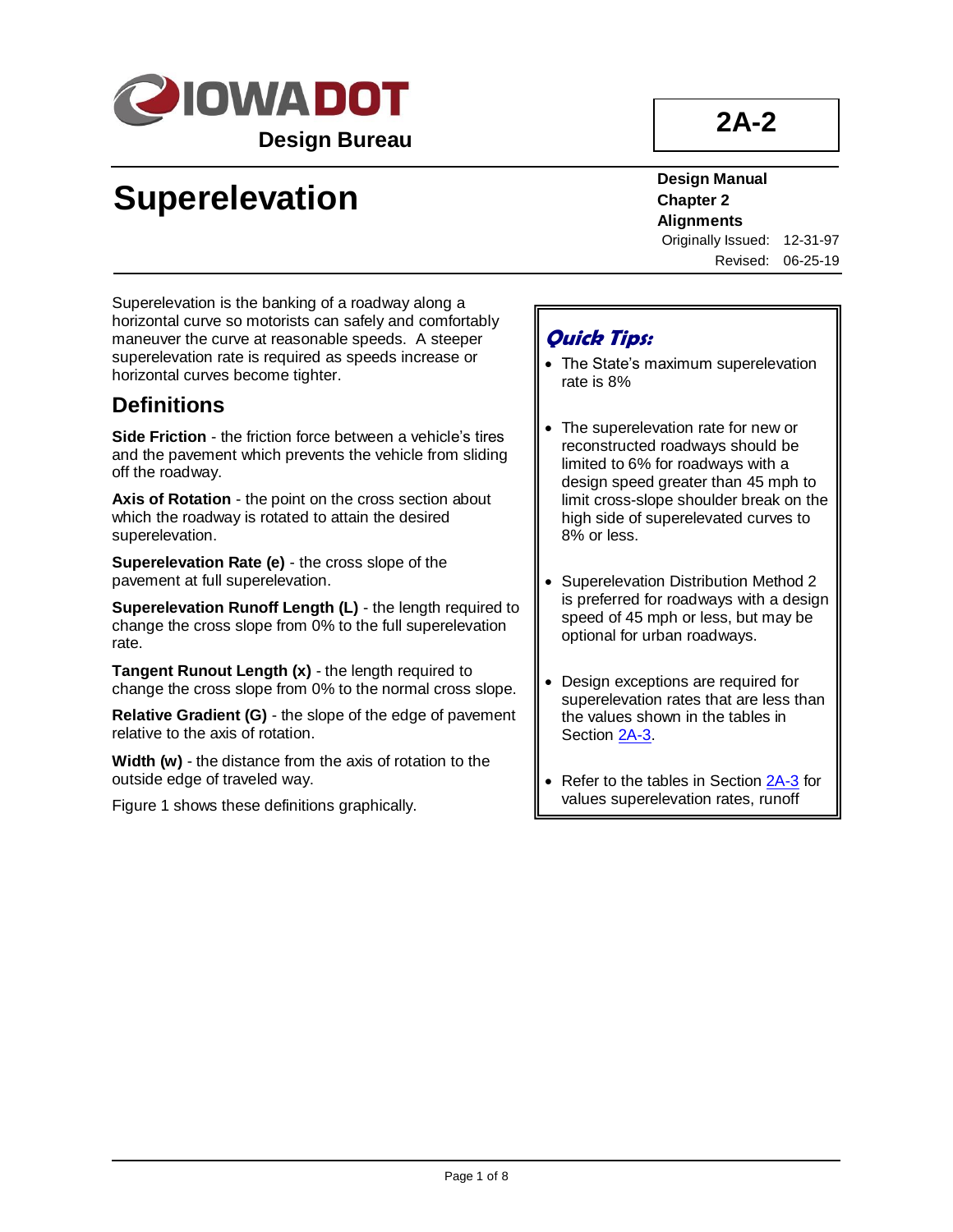**IOWA DOT**

**Design Bureau**

**2A-2**

# Superelevation

**Design Manual**
**Chapter 2**
**Alignments**
Originally Issued: 12-31-97
Revised: 06-25-19

Superelevation is the banking of a roadway along a horizontal curve so motorists can safely and comfortably maneuver the curve at reasonable speeds. A steeper superelevation rate is required as speeds increase or horizontal curves become tighter.

## Definitions

**Side Friction** - the friction force between a vehicle's tires and the pavement which prevents the vehicle from sliding off the roadway.

**Axis of Rotation** - the point on the cross section about which the roadway is rotated to attain the desired superelevation.

**Superelevation Rate (e)** - the cross slope of the pavement at full superelevation.

**Superelevation Runoff Length (L)** - the length required to change the cross slope from 0% to the full superelevation rate.

**Tangent Runout Length (x)** - the length required to change the cross slope from 0% to the normal cross slope.

**Relative Gradient (G)** - the slope of the edge of pavement relative to the axis of rotation.

**Width (w)** - the distance from the axis of rotation to the outside edge of traveled way.

Figure 1 shows these definitions graphically.

***Quick Tips:***

- The State's maximum superelevation rate is 8%
- The superelevation rate for new or reconstructed roadways should be limited to 6% for roadways with a design speed greater than 45 mph to limit cross-slope shoulder break on the high side of superelevated curves to 8% or less.
- Superelevation Distribution Method 2 is preferred for roadways with a design speed of 45 mph or less, but may be optional for urban roadways.
- Design exceptions are required for superelevation rates that are less than the values shown in the tables in Section 2A-3.
- Refer to the tables in Section 2A-3 for values superelevation rates, runoff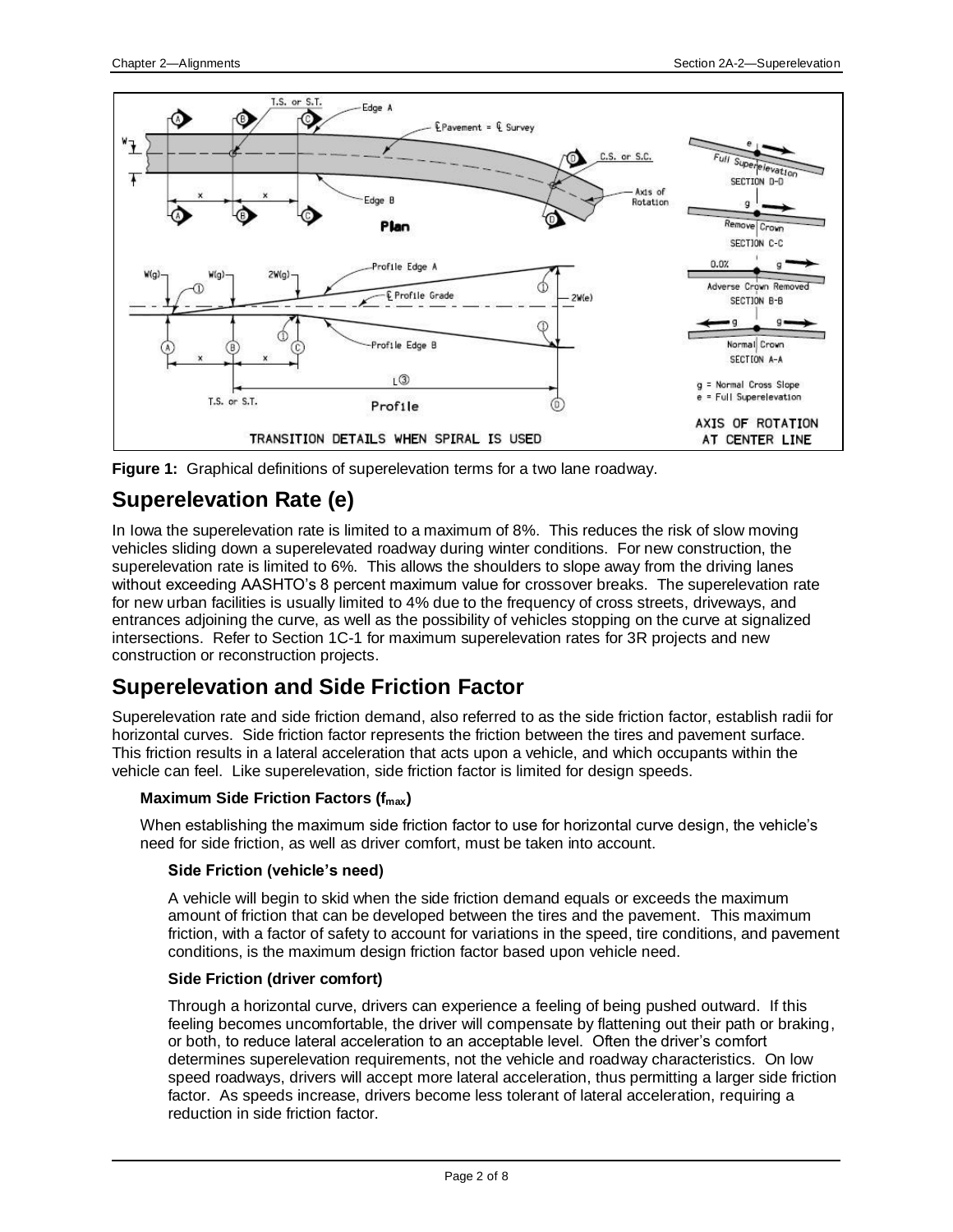**Figure 1:** Graphical definitions of superelevation terms for a two lane roadway.

## Superelevation Rate (e)

In Iowa the superelevation rate is limited to a maximum of 8%. This reduces the risk of slow moving vehicles sliding down a superelevated roadway during winter conditions. For new construction, the superelevation rate is limited to 6%. This allows the shoulders to slope away from the driving lanes without exceeding AASHTO's 8 percent maximum value for crossover breaks. The superelevation rate for new urban facilities is usually limited to 4% due to the frequency of cross streets, driveways, and entrances adjoining the curve, as well as the possibility of vehicles stopping on the curve at signalized intersections. Refer to Section 1C-1 for maximum superelevation rates for 3R projects and new construction or reconstruction projects.

## Superelevation and Side Friction Factor

Superelevation rate and side friction demand, also referred to as the side friction factor, establish radii for horizontal curves. Side friction factor represents the friction between the tires and pavement surface. This friction results in a lateral acceleration that acts upon a vehicle, and which occupants within the vehicle can feel. Like superelevation, side friction factor is limited for design speeds.

### Maximum Side Friction Factors ($f_{max}$)

When establishing the maximum side friction factor to use for horizontal curve design, the vehicle's need for side friction, as well as driver comfort, must be taken into account.

#### Side Friction (vehicle's need)

A vehicle will begin to skid when the side friction demand equals or exceeds the maximum amount of friction that can be developed between the tires and the pavement. This maximum friction, with a factor of safety to account for variations in the speed, tire conditions, and pavement conditions, is the maximum design friction factor based upon vehicle need.

#### Side Friction (driver comfort)

Through a horizontal curve, drivers can experience a feeling of being pushed outward. If this feeling becomes uncomfortable, the driver will compensate by flattening out their path or braking, or both, to reduce lateral acceleration to an acceptable level. Often the driver's comfort determines superelevation requirements, not the vehicle and roadway characteristics. On low speed roadways, drivers will accept more lateral acceleration, thus permitting a larger side friction factor. As speeds increase, drivers become less tolerant of lateral acceleration, requiring a reduction in side friction factor.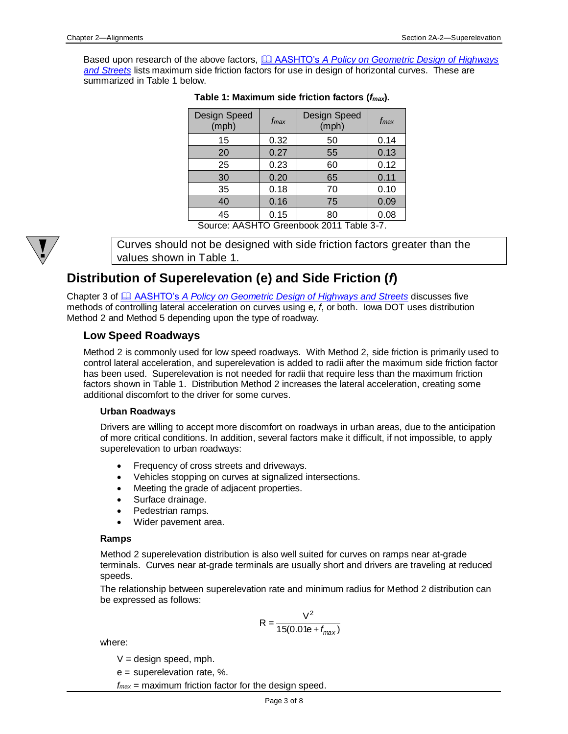Based upon research of the above factors, AASHTO's *A Policy on Geometric Design of Highways and Streets* lists maximum side friction factors for use in design of horizontal curves. These are summarized in Table 1 below.

**Table 1: Maximum side friction factors ($f_{max}$).**

| Design Speed (mph) | $f_{max}$ | Design Speed (mph) | $f_{max}$ |
|---|---|---|---|
| 15 | 0.32 | 50 | 0.14 |
| 20 | 0.27 | 55 | 0.13 |
| 25 | 0.23 | 60 | 0.12 |
| 30 | 0.20 | 65 | 0.11 |
| 35 | 0.18 | 70 | 0.10 |
| 40 | 0.16 | 75 | 0.09 |
| 45 | 0.15 | 80 | 0.08 |

Source: AASHTO Greenbook 2011 Table 3-7.

> Curves should not be designed with side friction factors greater than the values shown in Table 1.

## Distribution of Superelevation (e) and Side Friction (*f*)

Chapter 3 of AASHTO's *A Policy on Geometric Design of Highways and Streets* discusses five methods of controlling lateral acceleration on curves using e, *f*, or both. Iowa DOT uses distribution Method 2 and Method 5 depending upon the type of roadway.

### Low Speed Roadways

Method 2 is commonly used for low speed roadways. With Method 2, side friction is primarily used to control lateral acceleration, and superelevation is added to radii after the maximum side friction factor has been used. Superelevation is not needed for radii that require less than the maximum friction factors shown in Table 1. Distribution Method 2 increases the lateral acceleration, creating some additional discomfort to the driver for some curves.

#### Urban Roadways

Drivers are willing to accept more discomfort on roadways in urban areas, due to the anticipation of more critical conditions. In addition, several factors make it difficult, if not impossible, to apply superelevation to urban roadways:

- Frequency of cross streets and driveways.
- Vehicles stopping on curves at signalized intersections.
- Meeting the grade of adjacent properties.
- Surface drainage.
- Pedestrian ramps.
- Wider pavement area.

#### Ramps

Method 2 superelevation distribution is also well suited for curves on ramps near at-grade terminals. Curves near at-grade terminals are usually short and drivers are traveling at reduced speeds.

The relationship between superelevation rate and minimum radius for Method 2 distribution can be expressed as follows:

$$R = \frac{V^2}{15(0.01e + f_{max})}$$

where:

V = design speed, mph.

e = superelevation rate, %.

$f_{max}$ = maximum friction factor for the design speed.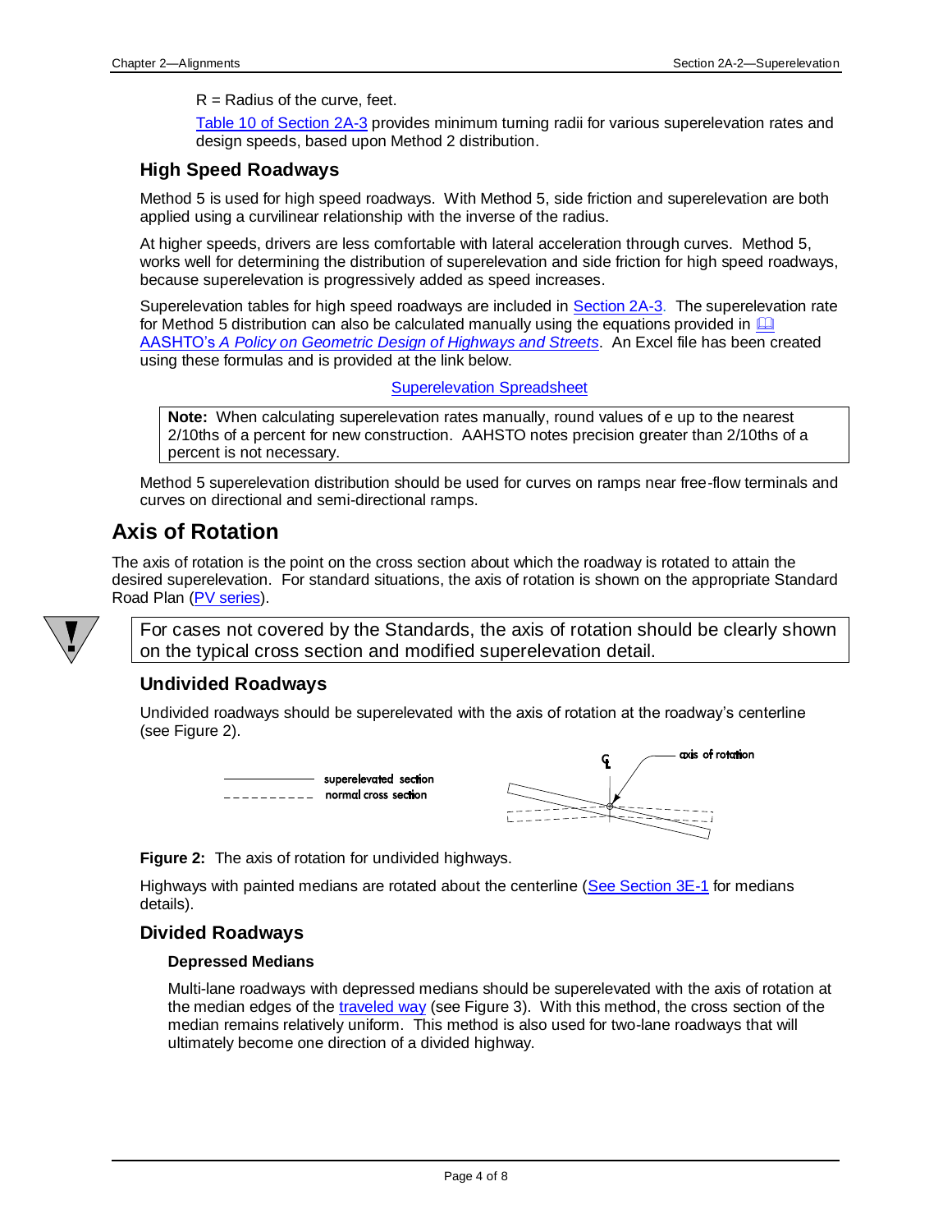R = Radius of the curve, feet.

Table 10 of Section 2A-3 provides minimum turning radii for various superelevation rates and design speeds, based upon Method 2 distribution.

### High Speed Roadways

Method 5 is used for high speed roadways. With Method 5, side friction and superelevation are both applied using a curvilinear relationship with the inverse of the radius.

At higher speeds, drivers are less comfortable with lateral acceleration through curves. Method 5, works well for determining the distribution of superelevation and side friction for high speed roadways, because superelevation is progressively added as speed increases.

Superelevation tables for high speed roadways are included in Section 2A-3. The superelevation rate for Method 5 distribution can also be calculated manually using the equations provided in AASHTO's *A Policy on Geometric Design of Highways and Streets*. An Excel file has been created using these formulas and is provided at the link below.

Superelevation Spreadsheet

> **Note:** When calculating superelevation rates manually, round values of e up to the nearest 2/10ths of a percent for new construction. AAHSTO notes precision greater than 2/10ths of a percent is not necessary.

Method 5 superelevation distribution should be used for curves on ramps near free-flow terminals and curves on directional and semi-directional ramps.

## Axis of Rotation

The axis of rotation is the point on the cross section about which the roadway is rotated to attain the desired superelevation. For standard situations, the axis of rotation is shown on the appropriate Standard Road Plan (PV series).

> For cases not covered by the Standards, the axis of rotation should be clearly shown on the typical cross section and modified superelevation detail.

### Undivided Roadways

Undivided roadways should be superelevated with the axis of rotation at the roadway's centerline (see Figure 2).

**Figure 2:** The axis of rotation for undivided highways.

Highways with painted medians are rotated about the centerline (See Section 3E-1 for medians details).

### Divided Roadways

#### Depressed Medians

Multi-lane roadways with depressed medians should be superelevated with the axis of rotation at the median edges of the traveled way (see Figure 3). With this method, the cross section of the median remains relatively uniform. This method is also used for two-lane roadways that will ultimately become one direction of a divided highway.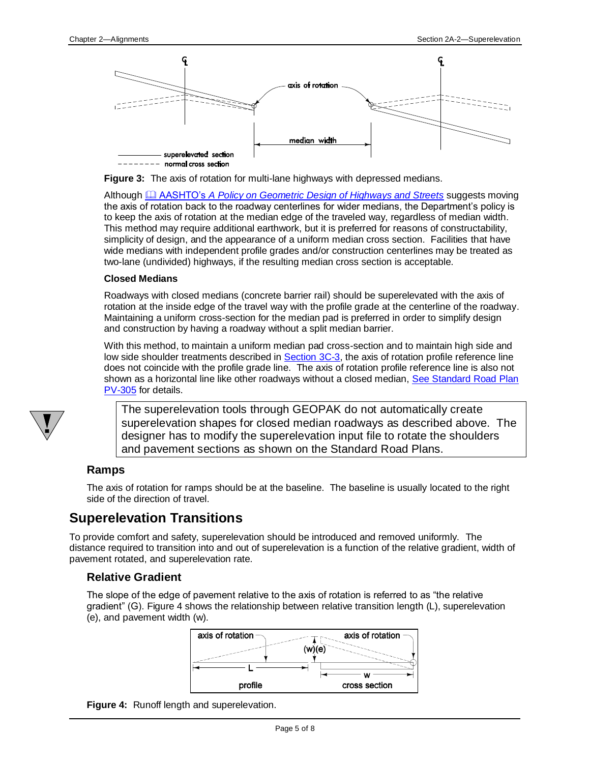**Figure 3:** The axis of rotation for multi-lane highways with depressed medians.

Although AASHTO's *A Policy on Geometric Design of Highways and Streets* suggests moving the axis of rotation back to the roadway centerlines for wider medians, the Department's policy is to keep the axis of rotation at the median edge of the traveled way, regardless of median width. This method may require additional earthwork, but it is preferred for reasons of constructability, simplicity of design, and the appearance of a uniform median cross section. Facilities that have wide medians with independent profile grades and/or construction centerlines may be treated as two-lane (undivided) highways, if the resulting median cross section is acceptable.

#### Closed Medians

Roadways with closed medians (concrete barrier rail) should be superelevated with the axis of rotation at the inside edge of the travel way with the profile grade at the centerline of the roadway. Maintaining a uniform cross-section for the median pad is preferred in order to simplify design and construction by having a roadway without a split median barrier.

With this method, to maintain a uniform median pad cross-section and to maintain high side and low side shoulder treatments described in Section 3C-3, the axis of rotation profile reference line does not coincide with the profile grade line. The axis of rotation profile reference line is also not shown as a horizontal line like other roadways without a closed median, See Standard Road Plan PV-305 for details.

> The superelevation tools through GEOPAK do not automatically create superelevation shapes for closed median roadways as described above. The designer has to modify the superelevation input file to rotate the shoulders and pavement sections as shown on the Standard Road Plans.

### Ramps

The axis of rotation for ramps should be at the baseline. The baseline is usually located to the right side of the direction of travel.

## Superelevation Transitions

To provide comfort and safety, superelevation should be introduced and removed uniformly. The distance required to transition into and out of superelevation is a function of the relative gradient, width of pavement rotated, and superelevation rate.

### Relative Gradient

The slope of the edge of pavement relative to the axis of rotation is referred to as "the relative gradient" (G). Figure 4 shows the relationship between relative transition length (L), superelevation (e), and pavement width (w).

**Figure 4:** Runoff length and superelevation.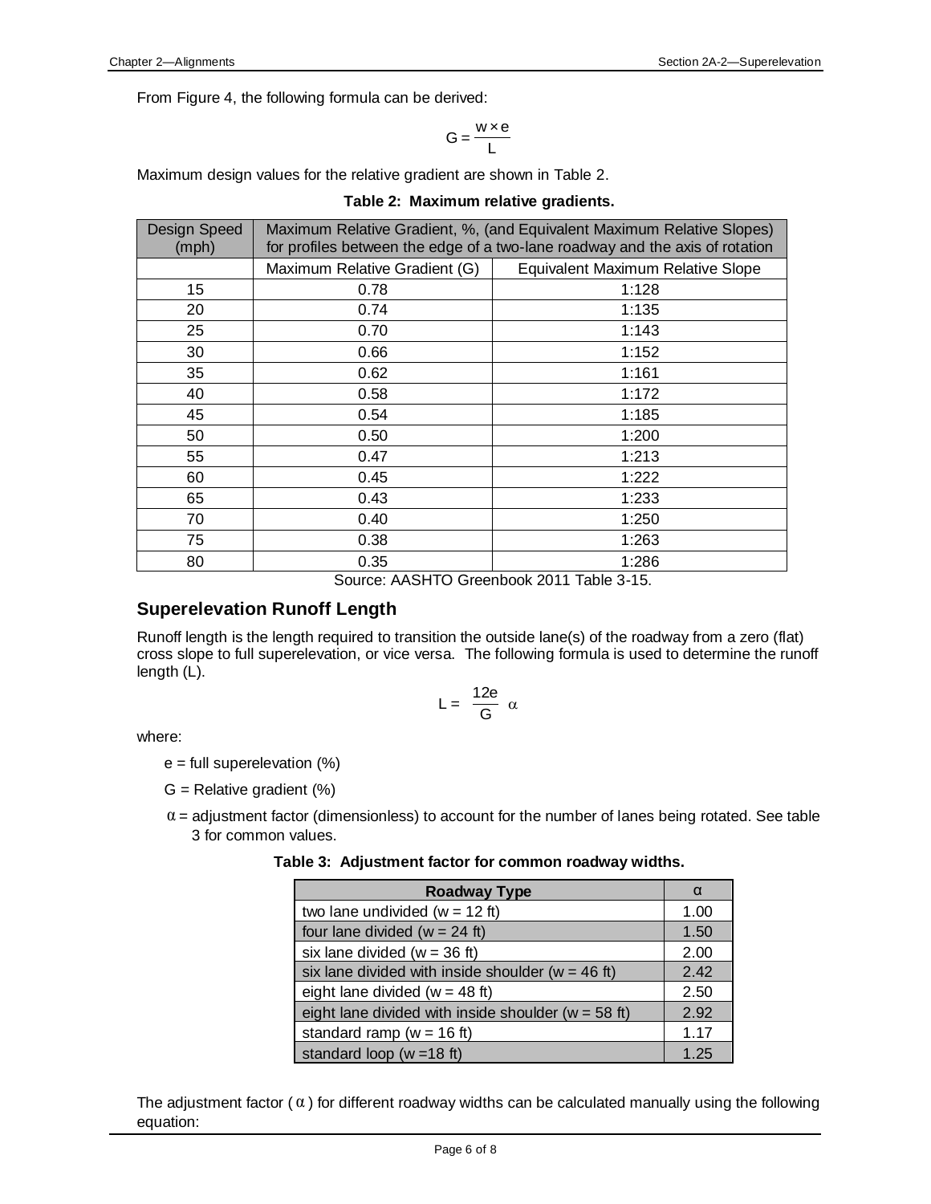From Figure 4, the following formula can be derived:

$$G = \frac{w \times e}{L}$$

Maximum design values for the relative gradient are shown in Table 2.

**Table 2: Maximum relative gradients.**

| Design Speed (mph) | Maximum Relative Gradient, %, (and Equivalent Maximum Relative Slopes) for profiles between the edge of a two-lane roadway and the axis of rotation | |
|---|---|---|
| | Maximum Relative Gradient (G) | Equivalent Maximum Relative Slope |
| 15 | 0.78 | 1:128 |
| 20 | 0.74 | 1:135 |
| 25 | 0.70 | 1:143 |
| 30 | 0.66 | 1:152 |
| 35 | 0.62 | 1:161 |
| 40 | 0.58 | 1:172 |
| 45 | 0.54 | 1:185 |
| 50 | 0.50 | 1:200 |
| 55 | 0.47 | 1:213 |
| 60 | 0.45 | 1:222 |
| 65 | 0.43 | 1:233 |
| 70 | 0.40 | 1:250 |
| 75 | 0.38 | 1:263 |
| 80 | 0.35 | 1:286 |

Source: AASHTO Greenbook 2011 Table 3-15.

## Superelevation Runoff Length

Runoff length is the length required to transition the outside lane(s) of the roadway from a zero (flat) cross slope to full superelevation, or vice versa. The following formula is used to determine the runoff length (L).

$$L = \frac{12e}{G} \alpha$$

where:

- e = full superelevation (%)
- G = Relative gradient (%)
- $\alpha$ = adjustment factor (dimensionless) to account for the number of lanes being rotated. See table 3 for common values.

**Table 3: Adjustment factor for common roadway widths.**

| Roadway Type | $\alpha$ |
|---|---|
| two lane undivided (w = 12 ft) | 1.00 |
| four lane divided (w = 24 ft) | 1.50 |
| six lane divided (w = 36 ft) | 2.00 |
| six lane divided with inside shoulder (w = 46 ft) | 2.42 |
| eight lane divided (w = 48 ft) | 2.50 |
| eight lane divided with inside shoulder (w = 58 ft) | 2.92 |
| standard ramp (w = 16 ft) | 1.17 |
| standard loop (w =18 ft) | 1.25 |

The adjustment factor ($\alpha$) for different roadway widths can be calculated manually using the following equation: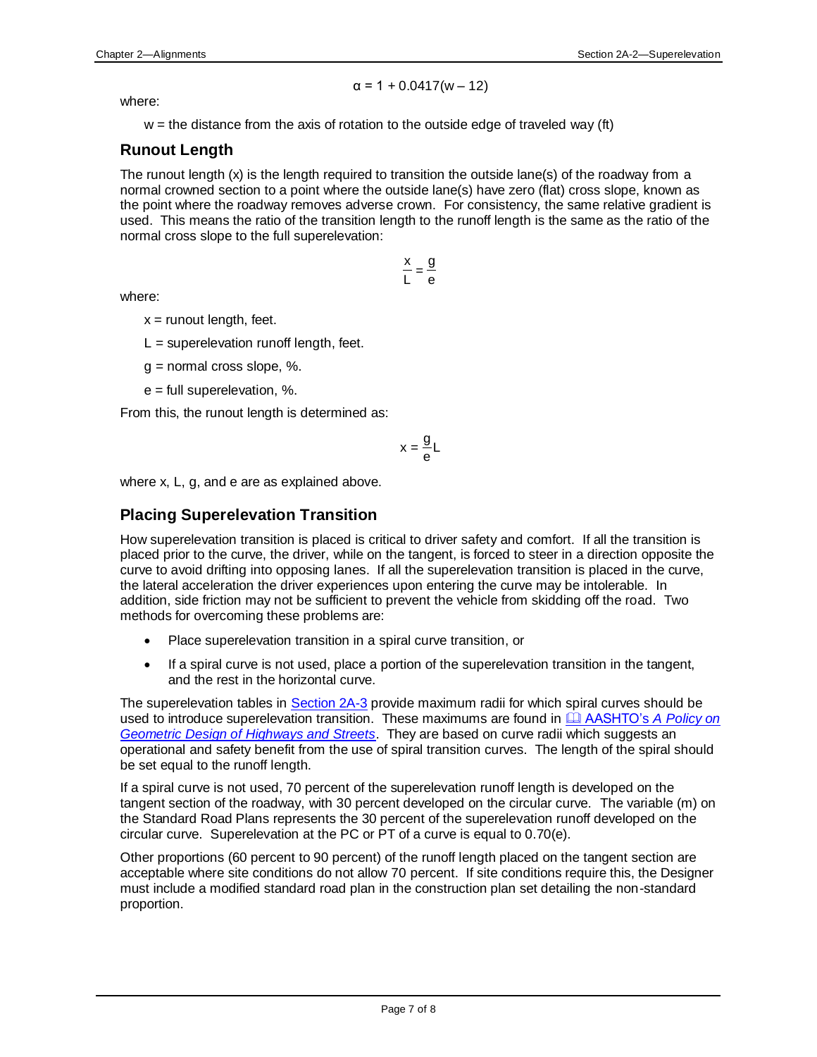$$\alpha = 1 + 0.0417(w - 12)$$

where:

w = the distance from the axis of rotation to the outside edge of traveled way (ft)

## Runout Length

The runout length (x) is the length required to transition the outside lane(s) of the roadway from a normal crowned section to a point where the outside lane(s) have zero (flat) cross slope, known as the point where the roadway removes adverse crown. For consistency, the same relative gradient is used. This means the ratio of the transition length to the runoff length is the same as the ratio of the normal cross slope to the full superelevation:

$$\frac{x}{L} = \frac{g}{e}$$

where:

x = runout length, feet.

L = superelevation runoff length, feet.

g = normal cross slope, %.

e = full superelevation, %.

From this, the runout length is determined as:

$$x = \frac{g}{e}L$$

where x, L, g, and e are as explained above.

## Placing Superelevation Transition

How superelevation transition is placed is critical to driver safety and comfort. If all the transition is placed prior to the curve, the driver, while on the tangent, is forced to steer in a direction opposite the curve to avoid drifting into opposing lanes. If all the superelevation transition is placed in the curve, the lateral acceleration the driver experiences upon entering the curve may be intolerable. In addition, side friction may not be sufficient to prevent the vehicle from skidding off the road. Two methods for overcoming these problems are:

- Place superelevation transition in a spiral curve transition, or
- If a spiral curve is not used, place a portion of the superelevation transition in the tangent, and the rest in the horizontal curve.

The superelevation tables in Section 2A-3 provide maximum radii for which spiral curves should be used to introduce superelevation transition. These maximums are found in AASHTO's *A Policy on Geometric Design of Highways and Streets*. They are based on curve radii which suggests an operational and safety benefit from the use of spiral transition curves. The length of the spiral should be set equal to the runoff length.

If a spiral curve is not used, 70 percent of the superelevation runoff length is developed on the tangent section of the roadway, with 30 percent developed on the circular curve. The variable (m) on the Standard Road Plans represents the 30 percent of the superelevation runoff developed on the circular curve. Superelevation at the PC or PT of a curve is equal to 0.70(e).

Other proportions (60 percent to 90 percent) of the runoff length placed on the tangent section are acceptable where site conditions do not allow 70 percent. If site conditions require this, the Designer must include a modified standard road plan in the construction plan set detailing the non-standard proportion.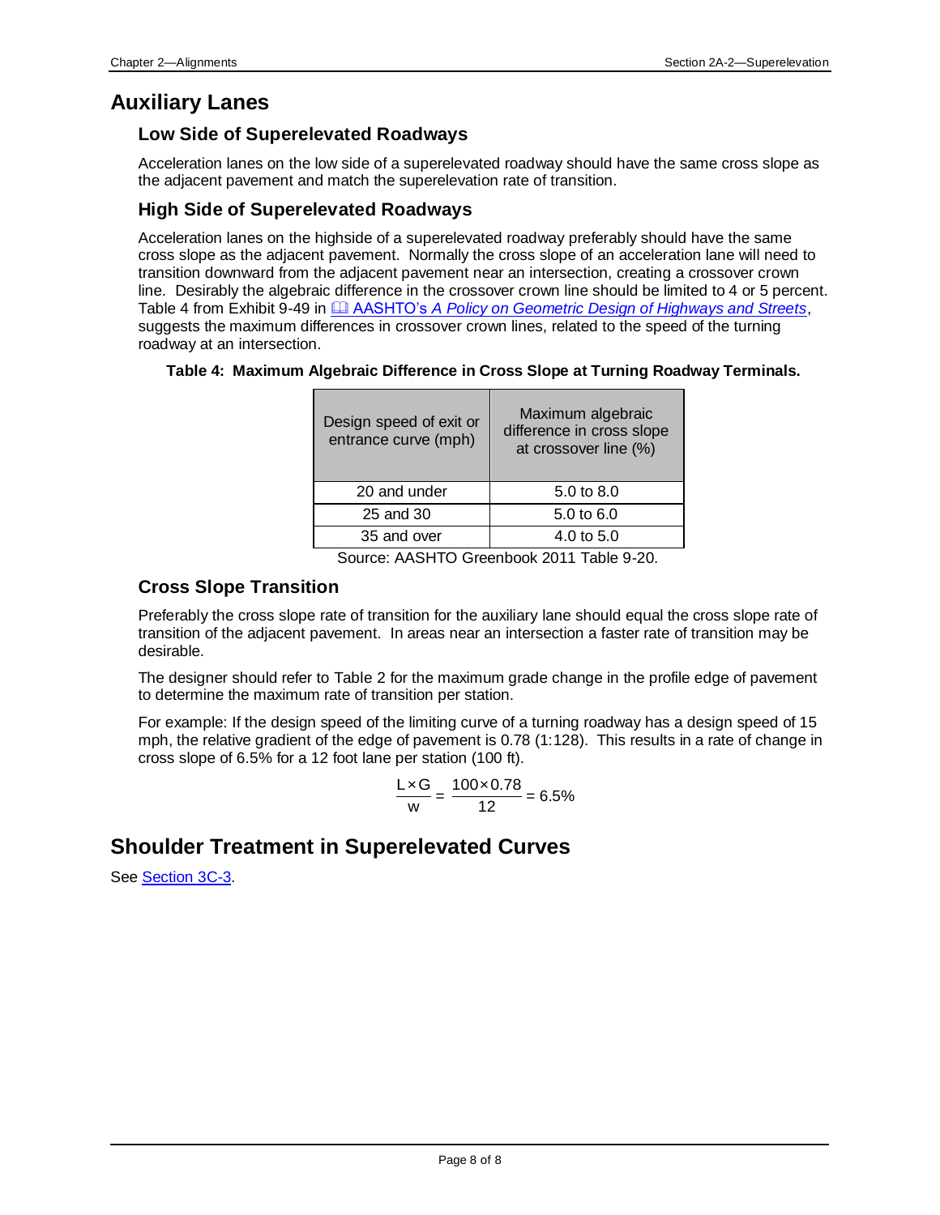# Auxiliary Lanes

## Low Side of Superelevated Roadways

Acceleration lanes on the low side of a superelevated roadway should have the same cross slope as the adjacent pavement and match the superelevation rate of transition.

## High Side of Superelevated Roadways

Acceleration lanes on the highside of a superelevated roadway preferably should have the same cross slope as the adjacent pavement. Normally the cross slope of an acceleration lane will need to transition downward from the adjacent pavement near an intersection, creating a crossover crown line. Desirably the algebraic difference in the crossover crown line should be limited to 4 or 5 percent. Table 4 from Exhibit 9-49 in AASHTO's *A Policy on Geometric Design of Highways and Streets*, suggests the maximum differences in crossover crown lines, related to the speed of the turning roadway at an intersection.

**Table 4: Maximum Algebraic Difference in Cross Slope at Turning Roadway Terminals.**

| Design speed of exit or entrance curve (mph) | Maximum algebraic difference in cross slope at crossover line (%) |
|---|---|
| 20 and under | 5.0 to 8.0 |
| 25 and 30 | 5.0 to 6.0 |
| 35 and over | 4.0 to 5.0 |

Source: AASHTO Greenbook 2011 Table 9-20.

## Cross Slope Transition

Preferably the cross slope rate of transition for the auxiliary lane should equal the cross slope rate of transition of the adjacent pavement. In areas near an intersection a faster rate of transition may be desirable.

The designer should refer to Table 2 for the maximum grade change in the profile edge of pavement to determine the maximum rate of transition per station.

For example: If the design speed of the limiting curve of a turning roadway has a design speed of 15 mph, the relative gradient of the edge of pavement is 0.78 (1:128). This results in a rate of change in cross slope of 6.5% for a 12 foot lane per station (100 ft).

$$\frac{L \times G}{w} = \frac{100 \times 0.78}{12} = 6.5\%$$

# Shoulder Treatment in Superelevated Curves

See Section 3C-3.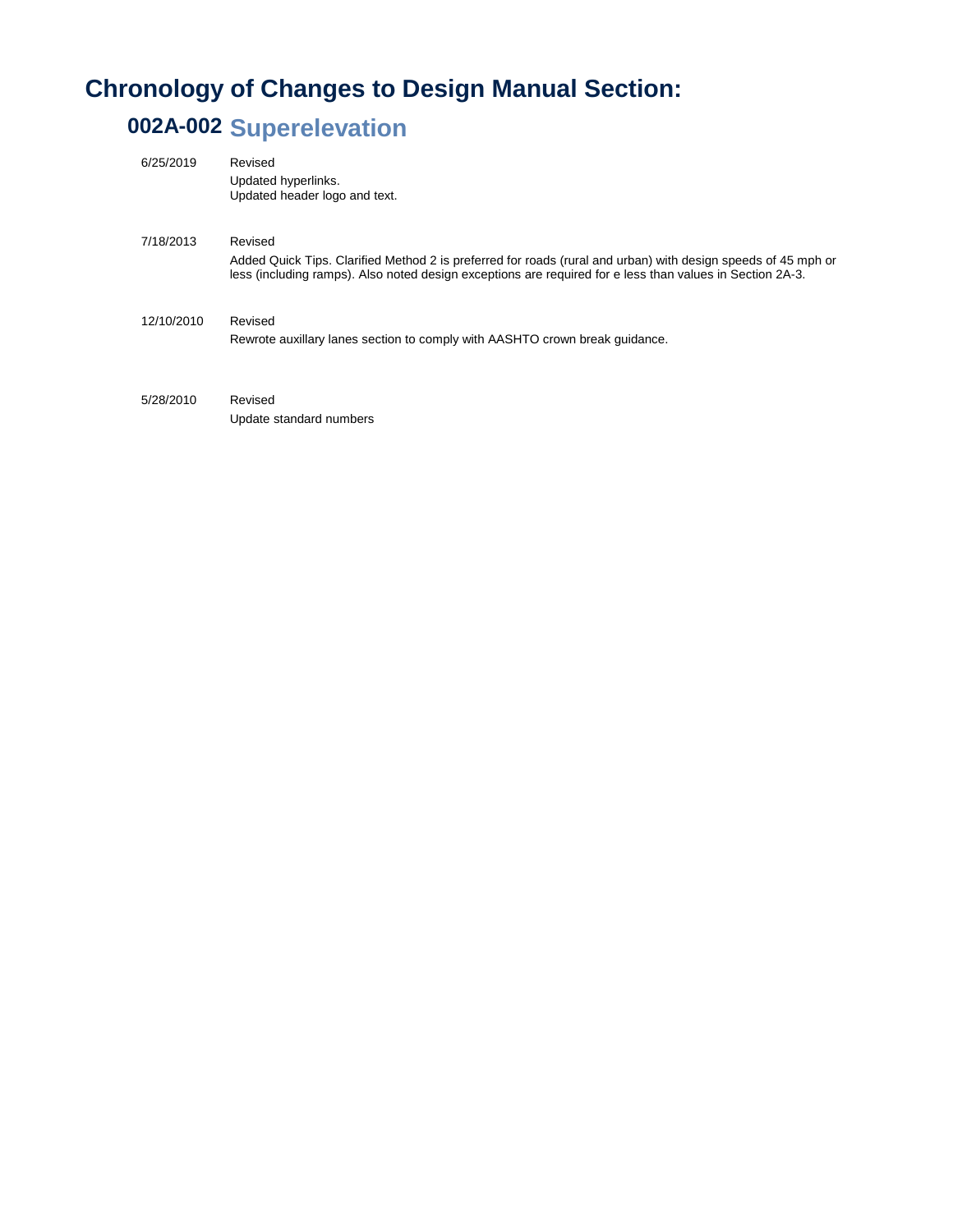# Chronology of Changes to Design Manual Section:

## 002A-002 Superelevation

| | |
|---|---|
| 6/25/2019 | Revised<br>Updated hyperlinks.<br>Updated header logo and text. |
| 7/18/2013 | Revised<br>Added Quick Tips. Clarified Method 2 is preferred for roads (rural and urban) with design speeds of 45 mph or less (including ramps). Also noted design exceptions are required for e less than values in Section 2A-3. |
| 12/10/2010 | Revised<br>Rewrote auxillary lanes section to comply with AASHTO crown break guidance. |
| 5/28/2010 | Revised<br>Update standard numbers |